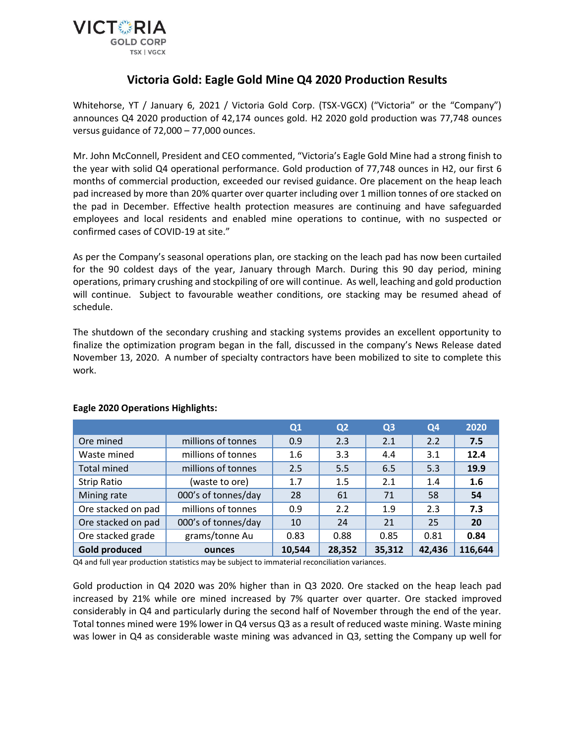# Victoria Gold: Eagle Gold Mine Q4 2020 Production Results

Whitehorse, YT / January 6, 2021 / Victoria Gold Corp. (TSX-VGCX) ("Victoria" or the "Company") announces Q4 2020 production of 42,174 ounces gold. H2 2020 gold production was 77,748 ounces versus guidance of 72,000 – 77,000 ounces.

Mr. John McConnell, President and CEO commented, "Victoria's Eagle Gold Mine had a strong finish to the year with solid Q4 operational performance. Gold production of 77,748 ounces in H2, our first 6 months of commercial production, exceeded our revised guidance. Ore placement on the heap leach pad increased by more than 20% quarter over quarter including over 1 million tonnes of ore stacked on the pad in December. Effective health protection measures are continuing and have safeguarded employees and local residents and enabled mine operations to continue, with no suspected or confirmed cases of COVID-19 at site."

As per the Company's seasonal operations plan, ore stacking on the leach pad has now been curtailed for the 90 coldest days of the year, January through March. During this 90 day period, mining operations, primary crushing and stockpiling of ore will continue. As well, leaching and gold production will continue. Subject to favourable weather conditions, ore stacking may be resumed ahead of schedule.

The shutdown of the secondary crushing and stacking systems provides an excellent opportunity to finalize the optimization program began in the fall, discussed in the company's News Release dated November 13, 2020. A number of specialty contractors have been mobilized to site to complete this work.

**Eagle 2020 Operations Highlights:**

| | | Q1 | Q2 | Q3 | Q4 | 2020 |
|---|---|---|---|---|---|---|
| Ore mined | millions of tonnes | 0.9 | 2.3 | 2.1 | 2.2 | **7.5** |
| Waste mined | millions of tonnes | 1.6 | 3.3 | 4.4 | 3.1 | **12.4** |
| Total mined | millions of tonnes | 2.5 | 5.5 | 6.5 | 5.3 | **19.9** |
| Strip Ratio | (waste to ore) | 1.7 | 1.5 | 2.1 | 1.4 | **1.6** |
| Mining rate | 000's of tonnes/day | 28 | 61 | 71 | 58 | **54** |
| Ore stacked on pad | millions of tonnes | 0.9 | 2.2 | 1.9 | 2.3 | **7.3** |
| Ore stacked on pad | 000's of tonnes/day | 10 | 24 | 21 | 25 | **20** |
| Ore stacked grade | grams/tonne Au | 0.83 | 0.88 | 0.85 | 0.81 | **0.84** |
| **Gold produced** | **ounces** | **10,544** | **28,352** | **35,312** | **42,436** | **116,644** |

Q4 and full year production statistics may be subject to immaterial reconciliation variances.

Gold production in Q4 2020 was 20% higher than in Q3 2020. Ore stacked on the heap leach pad increased by 21% while ore mined increased by 7% quarter over quarter. Ore stacked improved considerably in Q4 and particularly during the second half of November through the end of the year. Total tonnes mined were 19% lower in Q4 versus Q3 as a result of reduced waste mining. Waste mining was lower in Q4 as considerable waste mining was advanced in Q3, setting the Company up well for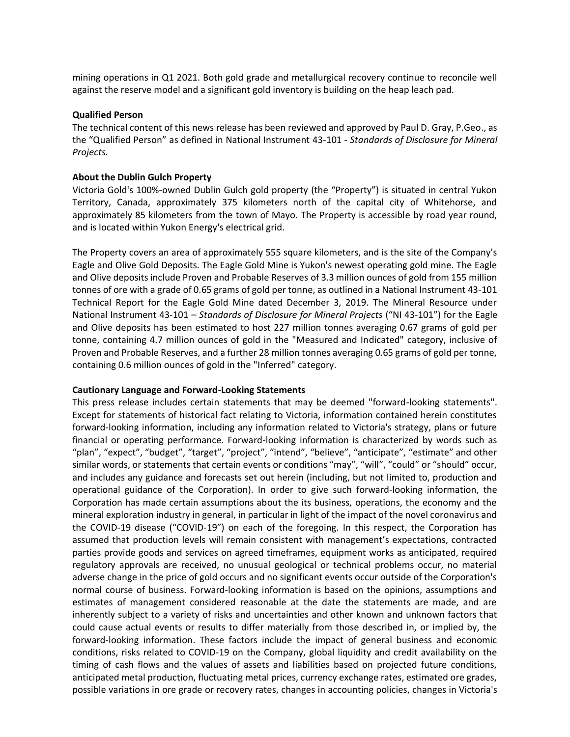mining operations in Q1 2021. Both gold grade and metallurgical recovery continue to reconcile well against the reserve model and a significant gold inventory is building on the heap leach pad.

**Qualified Person**

The technical content of this news release has been reviewed and approved by Paul D. Gray, P.Geo., as the "Qualified Person" as defined in National Instrument 43-101 - *Standards of Disclosure for Mineral Projects.*

**About the Dublin Gulch Property**

Victoria Gold's 100%-owned Dublin Gulch gold property (the "Property") is situated in central Yukon Territory, Canada, approximately 375 kilometers north of the capital city of Whitehorse, and approximately 85 kilometers from the town of Mayo. The Property is accessible by road year round, and is located within Yukon Energy's electrical grid.

The Property covers an area of approximately 555 square kilometers, and is the site of the Company's Eagle and Olive Gold Deposits. The Eagle Gold Mine is Yukon's newest operating gold mine. The Eagle and Olive deposits include Proven and Probable Reserves of 3.3 million ounces of gold from 155 million tonnes of ore with a grade of 0.65 grams of gold per tonne, as outlined in a National Instrument 43-101 Technical Report for the Eagle Gold Mine dated December 3, 2019. The Mineral Resource under National Instrument 43-101 – *Standards of Disclosure for Mineral Projects* ("NI 43-101") for the Eagle and Olive deposits has been estimated to host 227 million tonnes averaging 0.67 grams of gold per tonne, containing 4.7 million ounces of gold in the "Measured and Indicated" category, inclusive of Proven and Probable Reserves, and a further 28 million tonnes averaging 0.65 grams of gold per tonne, containing 0.6 million ounces of gold in the "Inferred" category.

**Cautionary Language and Forward-Looking Statements**

This press release includes certain statements that may be deemed "forward-looking statements". Except for statements of historical fact relating to Victoria, information contained herein constitutes forward-looking information, including any information related to Victoria's strategy, plans or future financial or operating performance. Forward-looking information is characterized by words such as "plan", "expect", "budget", "target", "project", "intend", "believe", "anticipate", "estimate" and other similar words, or statements that certain events or conditions "may", "will", "could" or "should" occur, and includes any guidance and forecasts set out herein (including, but not limited to, production and operational guidance of the Corporation). In order to give such forward-looking information, the Corporation has made certain assumptions about the its business, operations, the economy and the mineral exploration industry in general, in particular in light of the impact of the novel coronavirus and the COVID-19 disease ("COVID-19") on each of the foregoing. In this respect, the Corporation has assumed that production levels will remain consistent with management's expectations, contracted parties provide goods and services on agreed timeframes, equipment works as anticipated, required regulatory approvals are received, no unusual geological or technical problems occur, no material adverse change in the price of gold occurs and no significant events occur outside of the Corporation's normal course of business. Forward-looking information is based on the opinions, assumptions and estimates of management considered reasonable at the date the statements are made, and are inherently subject to a variety of risks and uncertainties and other known and unknown factors that could cause actual events or results to differ materially from those described in, or implied by, the forward-looking information. These factors include the impact of general business and economic conditions, risks related to COVID-19 on the Company, global liquidity and credit availability on the timing of cash flows and the values of assets and liabilities based on projected future conditions, anticipated metal production, fluctuating metal prices, currency exchange rates, estimated ore grades, possible variations in ore grade or recovery rates, changes in accounting policies, changes in Victoria's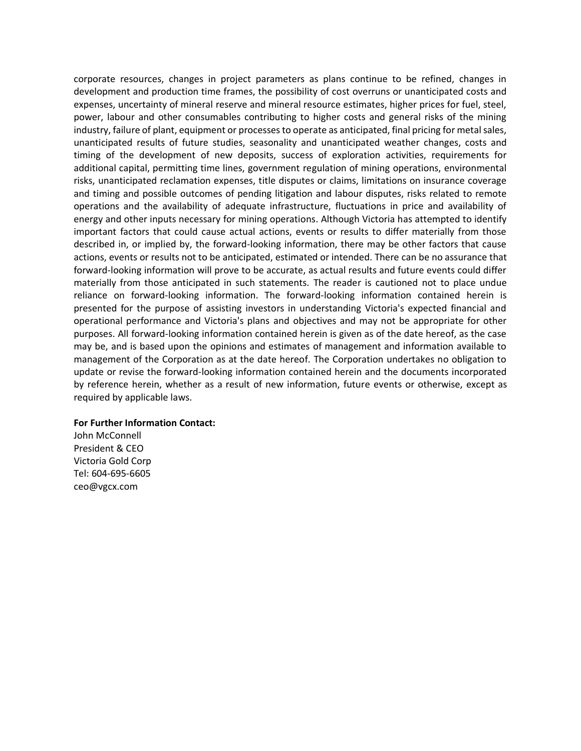corporate resources, changes in project parameters as plans continue to be refined, changes in development and production time frames, the possibility of cost overruns or unanticipated costs and expenses, uncertainty of mineral reserve and mineral resource estimates, higher prices for fuel, steel, power, labour and other consumables contributing to higher costs and general risks of the mining industry, failure of plant, equipment or processes to operate as anticipated, final pricing for metal sales, unanticipated results of future studies, seasonality and unanticipated weather changes, costs and timing of the development of new deposits, success of exploration activities, requirements for additional capital, permitting time lines, government regulation of mining operations, environmental risks, unanticipated reclamation expenses, title disputes or claims, limitations on insurance coverage and timing and possible outcomes of pending litigation and labour disputes, risks related to remote operations and the availability of adequate infrastructure, fluctuations in price and availability of energy and other inputs necessary for mining operations. Although Victoria has attempted to identify important factors that could cause actual actions, events or results to differ materially from those described in, or implied by, the forward-looking information, there may be other factors that cause actions, events or results not to be anticipated, estimated or intended. There can be no assurance that forward-looking information will prove to be accurate, as actual results and future events could differ materially from those anticipated in such statements. The reader is cautioned not to place undue reliance on forward-looking information. The forward-looking information contained herein is presented for the purpose of assisting investors in understanding Victoria's expected financial and operational performance and Victoria's plans and objectives and may not be appropriate for other purposes. All forward-looking information contained herein is given as of the date hereof, as the case may be, and is based upon the opinions and estimates of management and information available to management of the Corporation as at the date hereof. The Corporation undertakes no obligation to update or revise the forward-looking information contained herein and the documents incorporated by reference herein, whether as a result of new information, future events or otherwise, except as required by applicable laws.

**For Further Information Contact:**
John McConnell
President & CEO
Victoria Gold Corp
Tel: 604-695-6605
ceo@vgcx.com